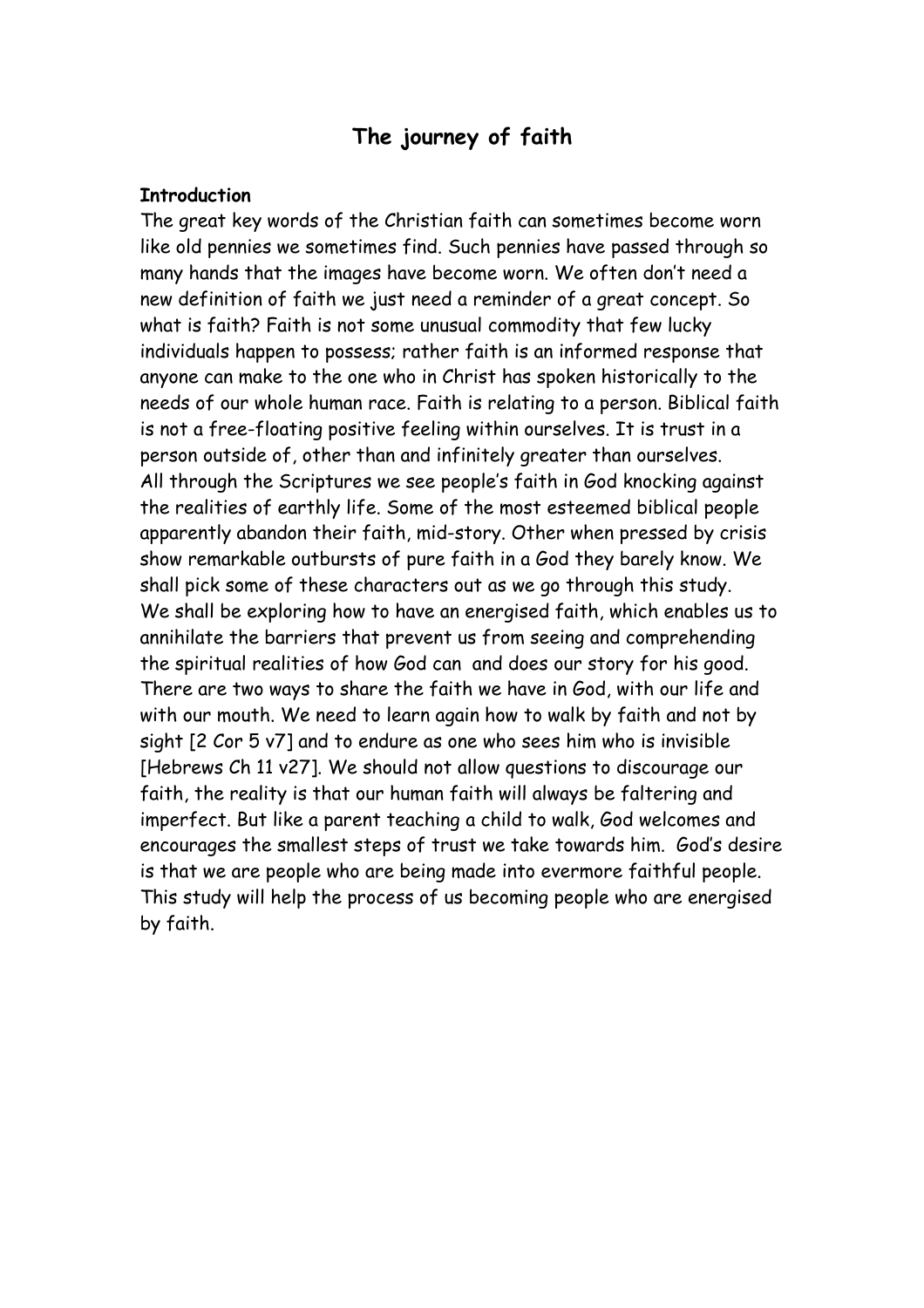# The journey of faith

**Introduction**

The great key words of the Christian faith can sometimes become worn like old pennies we sometimes find. Such pennies have passed through so many hands that the images have become worn. We often don't need a new definition of faith we just need a reminder of a great concept. So what is faith? Faith is not some unusual commodity that few lucky individuals happen to possess; rather faith is an informed response that anyone can make to the one who in Christ has spoken historically to the needs of our whole human race. Faith is relating to a person. Biblical faith is not a free-floating positive feeling within ourselves. It is trust in a person outside of, other than and infinitely greater than ourselves.

All through the Scriptures we see people's faith in God knocking against the realities of earthly life. Some of the most esteemed biblical people apparently abandon their faith, mid-story. Other when pressed by crisis show remarkable outbursts of pure faith in a God they barely know. We shall pick some of these characters out as we go through this study.

We shall be exploring how to have an energised faith, which enables us to annihilate the barriers that prevent us from seeing and comprehending the spiritual realities of how God can and does our story for his good.

There are two ways to share the faith we have in God, with our life and with our mouth. We need to learn again how to walk by faith and not by sight [2 Cor 5 v7] and to endure as one who sees him who is invisible [Hebrews Ch 11 v27]. We should not allow questions to discourage our faith, the reality is that our human faith will always be faltering and imperfect. But like a parent teaching a child to walk, God welcomes and encourages the smallest steps of trust we take towards him. God's desire is that we are people who are being made into evermore faithful people. This study will help the process of us becoming people who are energised by faith.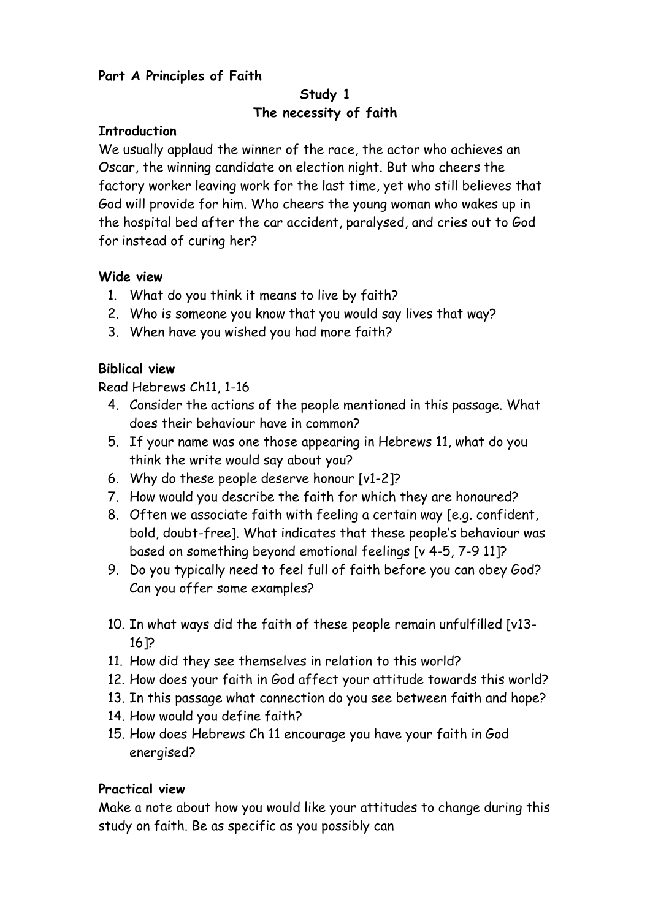**Part A Principles of Faith**

**Study 1**
**The necessity of faith**

**Introduction**

We usually applaud the winner of the race, the actor who achieves an Oscar, the winning candidate on election night. But who cheers the factory worker leaving work for the last time, yet who still believes that God will provide for him. Who cheers the young woman who wakes up in the hospital bed after the car accident, paralysed, and cries out to God for instead of curing her?

**Wide view**

1. What do you think it means to live by faith?
2. Who is someone you know that you would say lives that way?
3. When have you wished you had more faith?

**Biblical view**

Read Hebrews Ch11, 1-16

4. Consider the actions of the people mentioned in this passage. What does their behaviour have in common?
5. If your name was one those appearing in Hebrews 11, what do you think the write would say about you?
6. Why do these people deserve honour [v1-2]?
7. How would you describe the faith for which they are honoured?
8. Often we associate faith with feeling a certain way [e.g. confident, bold, doubt-free]. What indicates that these people's behaviour was based on something beyond emotional feelings [v 4-5, 7-9 11]?
9. Do you typically need to feel full of faith before you can obey God? Can you offer some examples?
10. In what ways did the faith of these people remain unfulfilled [v13-16]?
11. How did they see themselves in relation to this world?
12. How does your faith in God affect your attitude towards this world?
13. In this passage what connection do you see between faith and hope?
14. How would you define faith?
15. How does Hebrews Ch 11 encourage you have your faith in God energised?

**Practical view**

Make a note about how you would like your attitudes to change during this study on faith. Be as specific as you possibly can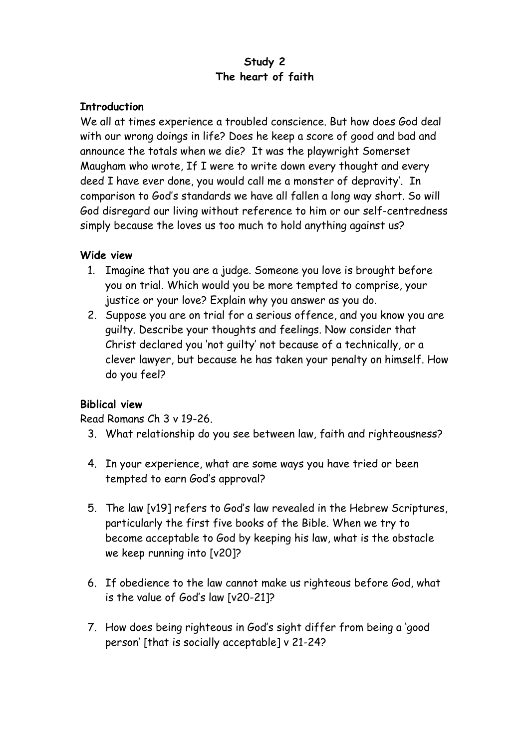**Study 2**
**The heart of faith**

**Introduction**

We all at times experience a troubled conscience. But how does God deal with our wrong doings in life? Does he keep a score of good and bad and announce the totals when we die? It was the playwright Somerset Maugham who wrote, If I were to write down every thought and every deed I have ever done, you would call me a monster of depravity'. In comparison to God's standards we have all fallen a long way short. So will God disregard our living without reference to him or our self-centredness simply because the loves us too much to hold anything against us?

**Wide view**

1. Imagine that you are a judge. Someone you love is brought before you on trial. Which would you be more tempted to comprise, your justice or your love? Explain why you answer as you do.
2. Suppose you are on trial for a serious offence, and you know you are guilty. Describe your thoughts and feelings. Now consider that Christ declared you 'not guilty' not because of a technically, or a clever lawyer, but because he has taken your penalty on himself. How do you feel?

**Biblical view**

Read Romans Ch 3 v 19-26.

3. What relationship do you see between law, faith and righteousness?
4. In your experience, what are some ways you have tried or been tempted to earn God's approval?
5. The law [v19] refers to God's law revealed in the Hebrew Scriptures, particularly the first five books of the Bible. When we try to become acceptable to God by keeping his law, what is the obstacle we keep running into [v20]?
6. If obedience to the law cannot make us righteous before God, what is the value of God's law [v20-21]?
7. How does being righteous in God's sight differ from being a 'good person' [that is socially acceptable] v 21-24?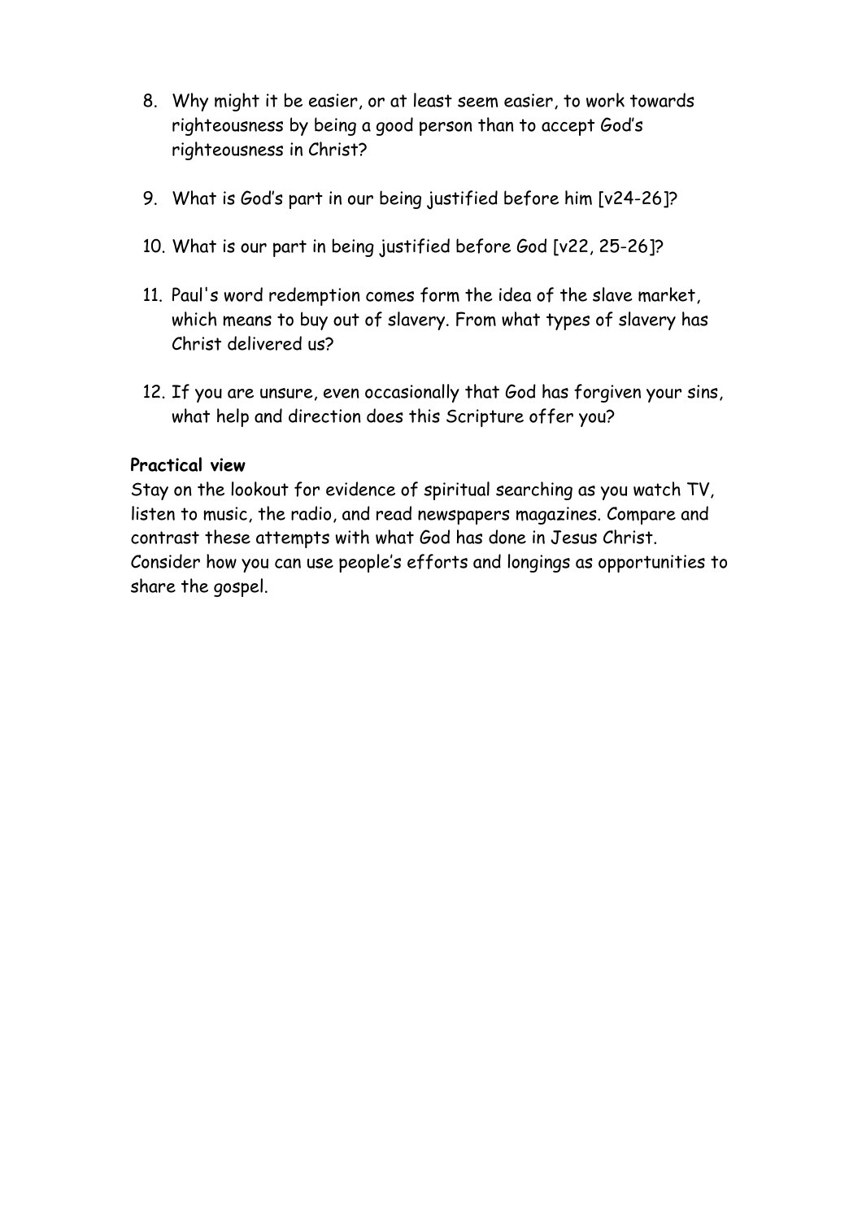8. Why might it be easier, or at least seem easier, to work towards righteousness by being a good person than to accept God's righteousness in Christ?

9. What is God's part in our being justified before him [v24-26]?

10. What is our part in being justified before God [v22, 25-26]?

11. Paul's word redemption comes form the idea of the slave market, which means to buy out of slavery. From what types of slavery has Christ delivered us?

12. If you are unsure, even occasionally that God has forgiven your sins, what help and direction does this Scripture offer you?

**Practical view**

Stay on the lookout for evidence of spiritual searching as you watch TV, listen to music, the radio, and read newspapers magazines. Compare and contrast these attempts with what God has done in Jesus Christ. Consider how you can use people's efforts and longings as opportunities to share the gospel.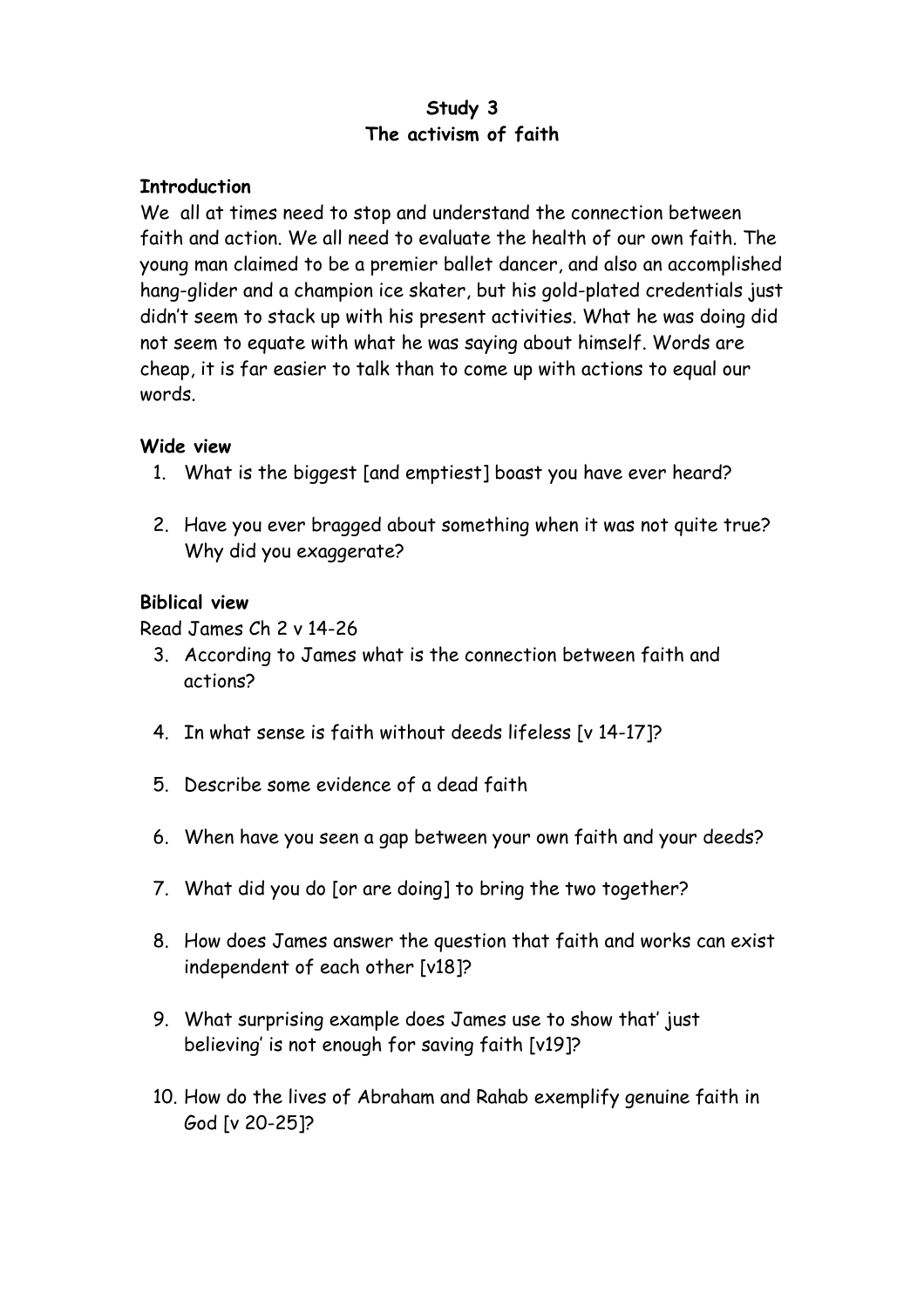**Study 3**
**The activism of faith**

**Introduction**

We all at times need to stop and understand the connection between faith and action. We all need to evaluate the health of our own faith. The young man claimed to be a premier ballet dancer, and also an accomplished hang-glider and a champion ice skater, but his gold-plated credentials just didn't seem to stack up with his present activities. What he was doing did not seem to equate with what he was saying about himself. Words are cheap, it is far easier to talk than to come up with actions to equal our words.

**Wide view**

1. What is the biggest [and emptiest] boast you have ever heard?
2. Have you ever bragged about something when it was not quite true? Why did you exaggerate?

**Biblical view**

Read James Ch 2 v 14-26

3. According to James what is the connection between faith and actions?
4. In what sense is faith without deeds lifeless [v 14-17]?
5. Describe some evidence of a dead faith
6. When have you seen a gap between your own faith and your deeds?
7. What did you do [or are doing] to bring the two together?
8. How does James answer the question that faith and works can exist independent of each other [v18]?
9. What surprising example does James use to show that' just believing' is not enough for saving faith [v19]?
10. How do the lives of Abraham and Rahab exemplify genuine faith in God [v 20-25]?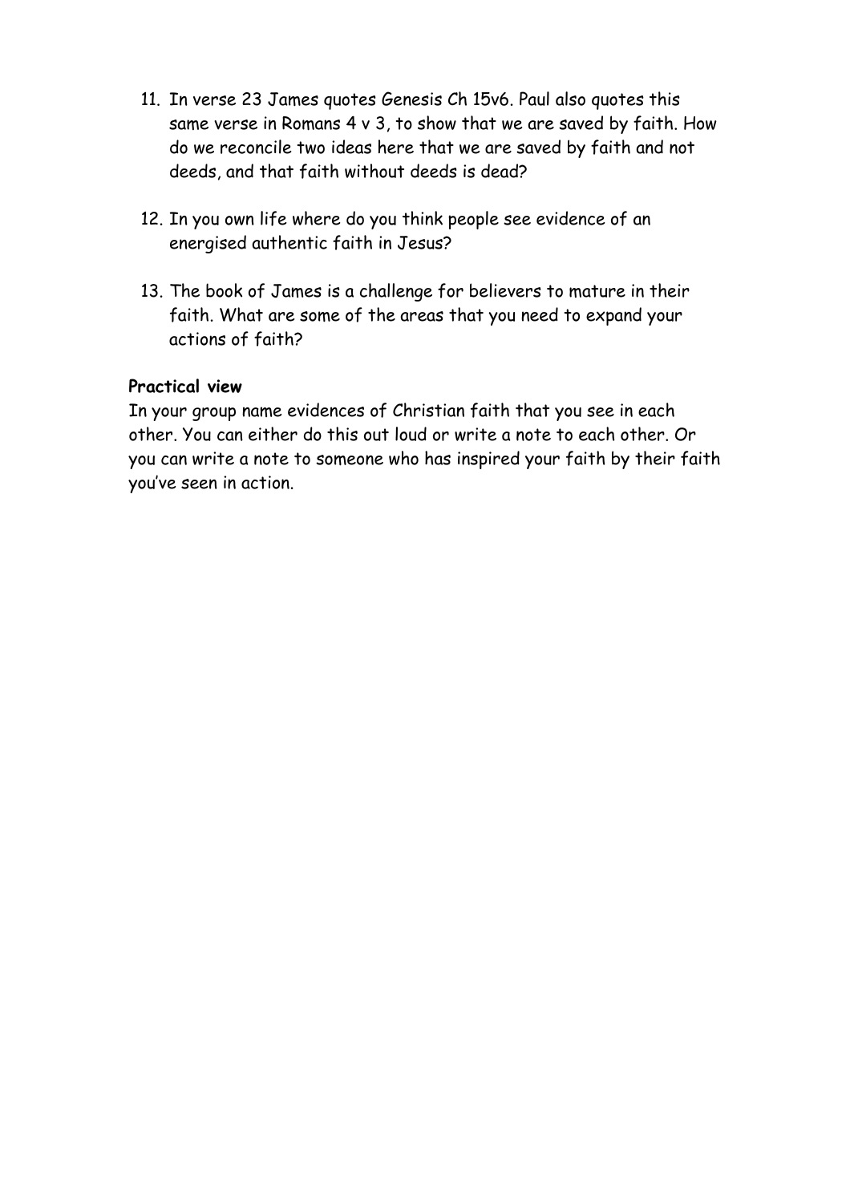11. In verse 23 James quotes Genesis Ch 15v6. Paul also quotes this same verse in Romans 4 v 3, to show that we are saved by faith. How do we reconcile two ideas here that we are saved by faith and not deeds, and that faith without deeds is dead?

12. In you own life where do you think people see evidence of an energised authentic faith in Jesus?

13. The book of James is a challenge for believers to mature in their faith. What are some of the areas that you need to expand your actions of faith?

**Practical view**

In your group name evidences of Christian faith that you see in each other. You can either do this out loud or write a note to each other. Or you can write a note to someone who has inspired your faith by their faith you've seen in action.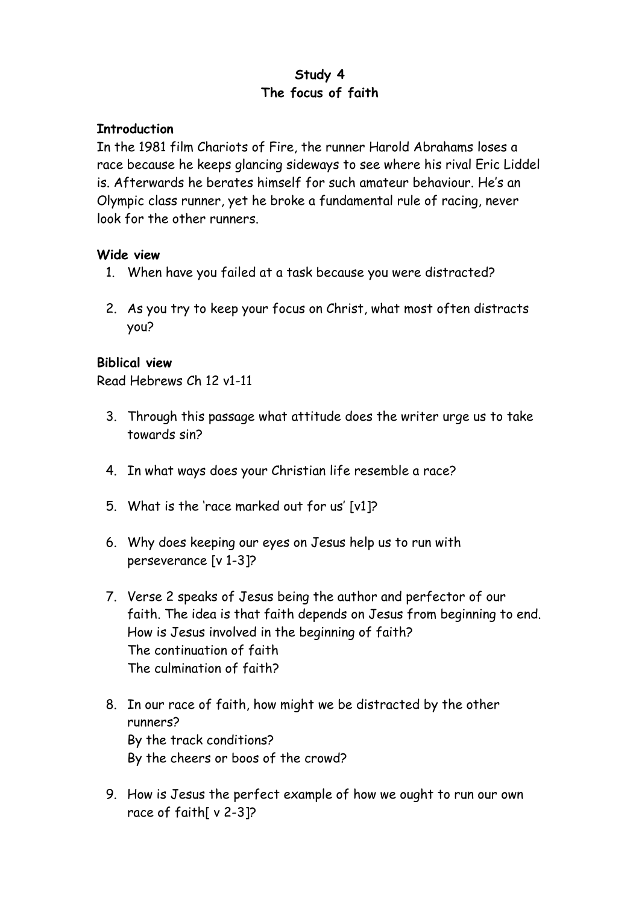**Study 4**
**The focus of faith**

**Introduction**

In the 1981 film Chariots of Fire, the runner Harold Abrahams loses a race because he keeps glancing sideways to see where his rival Eric Liddel is. Afterwards he berates himself for such amateur behaviour. He's an Olympic class runner, yet he broke a fundamental rule of racing, never look for the other runners.

**Wide view**

1. When have you failed at a task because you were distracted?

2. As you try to keep your focus on Christ, what most often distracts you?

**Biblical view**

Read Hebrews Ch 12 v1-11

3. Through this passage what attitude does the writer urge us to take towards sin?

4. In what ways does your Christian life resemble a race?

5. What is the 'race marked out for us' [v1]?

6. Why does keeping our eyes on Jesus help us to run with perseverance [v 1-3]?

7. Verse 2 speaks of Jesus being the author and perfector of our faith. The idea is that faith depends on Jesus from beginning to end. How is Jesus involved in the beginning of faith?
   The continuation of faith
   The culmination of faith?

8. In our race of faith, how might we be distracted by the other runners?
   By the track conditions?
   By the cheers or boos of the crowd?

9. How is Jesus the perfect example of how we ought to run our own race of faith[ v 2-3]?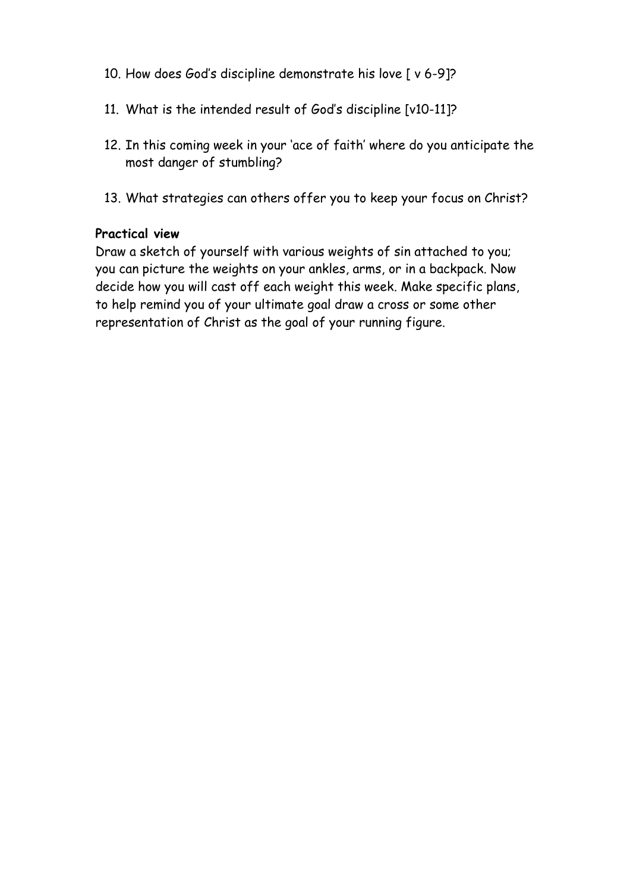10. How does God's discipline demonstrate his love [ v 6-9]?

11. What is the intended result of God's discipline [v10-11]?

12. In this coming week in your 'ace of faith' where do you anticipate the most danger of stumbling?

13. What strategies can others offer you to keep your focus on Christ?

**Practical view**

Draw a sketch of yourself with various weights of sin attached to you; you can picture the weights on your ankles, arms, or in a backpack. Now decide how you will cast off each weight this week. Make specific plans, to help remind you of your ultimate goal draw a cross or some other representation of Christ as the goal of your running figure.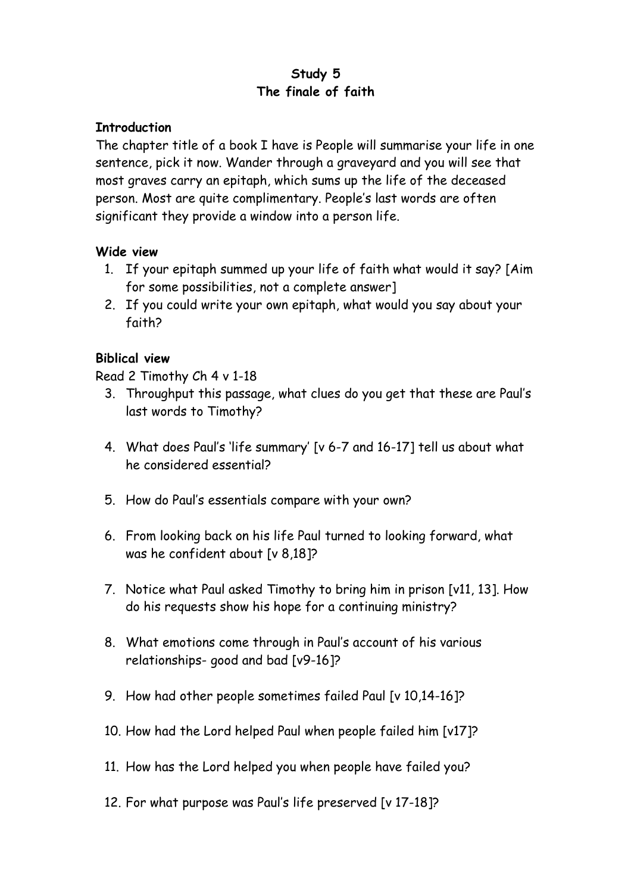**Study 5**
**The finale of faith**

**Introduction**

The chapter title of a book I have is People will summarise your life in one sentence, pick it now. Wander through a graveyard and you will see that most graves carry an epitaph, which sums up the life of the deceased person. Most are quite complimentary. People's last words are often significant they provide a window into a person life.

**Wide view**

1. If your epitaph summed up your life of faith what would it say? [Aim for some possibilities, not a complete answer]
2. If you could write your own epitaph, what would you say about your faith?

**Biblical view**

Read 2 Timothy Ch 4 v 1-18

3. Throughput this passage, what clues do you get that these are Paul's last words to Timothy?

4. What does Paul's 'life summary' [v 6-7 and 16-17] tell us about what he considered essential?

5. How do Paul's essentials compare with your own?

6. From looking back on his life Paul turned to looking forward, what was he confident about [v 8,18]?

7. Notice what Paul asked Timothy to bring him in prison [v11, 13]. How do his requests show his hope for a continuing ministry?

8. What emotions come through in Paul's account of his various relationships- good and bad [v9-16]?

9. How had other people sometimes failed Paul [v 10,14-16]?

10. How had the Lord helped Paul when people failed him [v17]?

11. How has the Lord helped you when people have failed you?

12. For what purpose was Paul's life preserved [v 17-18]?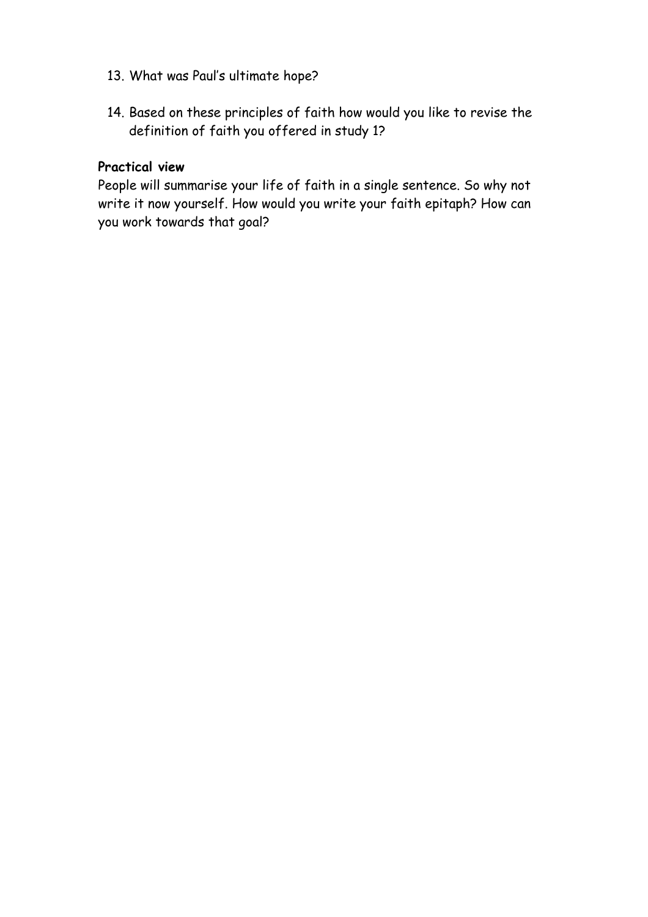13. What was Paul's ultimate hope?

14. Based on these principles of faith how would you like to revise the definition of faith you offered in study 1?

**Practical view**

People will summarise your life of faith in a single sentence. So why not write it now yourself. How would you write your faith epitaph? How can you work towards that goal?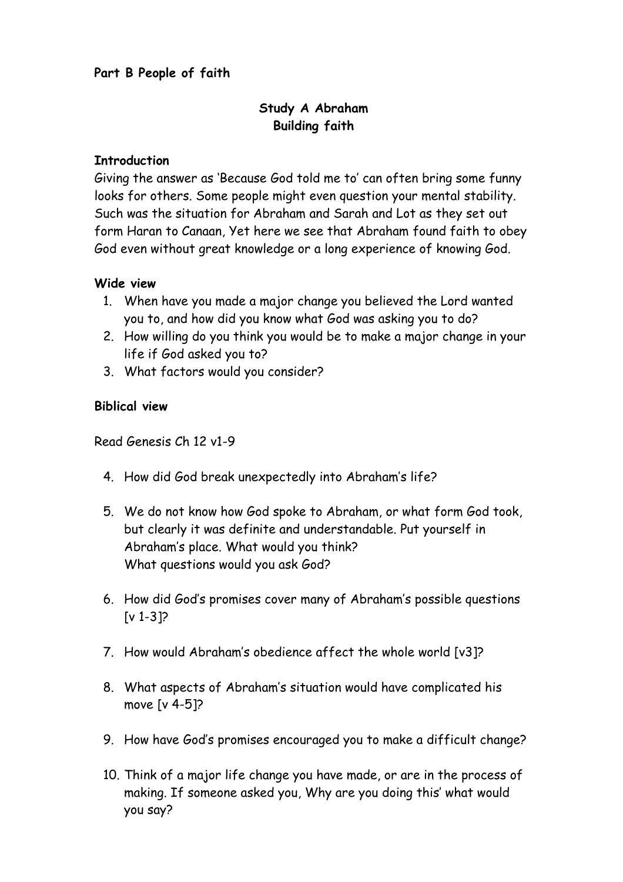**Part B People of faith**

**Study A Abraham**
**Building faith**

**Introduction**

Giving the answer as 'Because God told me to' can often bring some funny looks for others. Some people might even question your mental stability. Such was the situation for Abraham and Sarah and Lot as they set out form Haran to Canaan, Yet here we see that Abraham found faith to obey God even without great knowledge or a long experience of knowing God.

**Wide view**

1. When have you made a major change you believed the Lord wanted you to, and how did you know what God was asking you to do?
2. How willing do you think you would be to make a major change in your life if God asked you to?
3. What factors would you consider?

**Biblical view**

Read Genesis Ch 12 v1-9

4. How did God break unexpectedly into Abraham's life?
5. We do not know how God spoke to Abraham, or what form God took, but clearly it was definite and understandable. Put yourself in Abraham's place. What would you think?
   What questions would you ask God?
6. How did God's promises cover many of Abraham's possible questions [v 1-3]?
7. How would Abraham's obedience affect the whole world [v3]?
8. What aspects of Abraham's situation would have complicated his move [v 4-5]?
9. How have God's promises encouraged you to make a difficult change?
10. Think of a major life change you have made, or are in the process of making. If someone asked you, Why are you doing this' what would you say?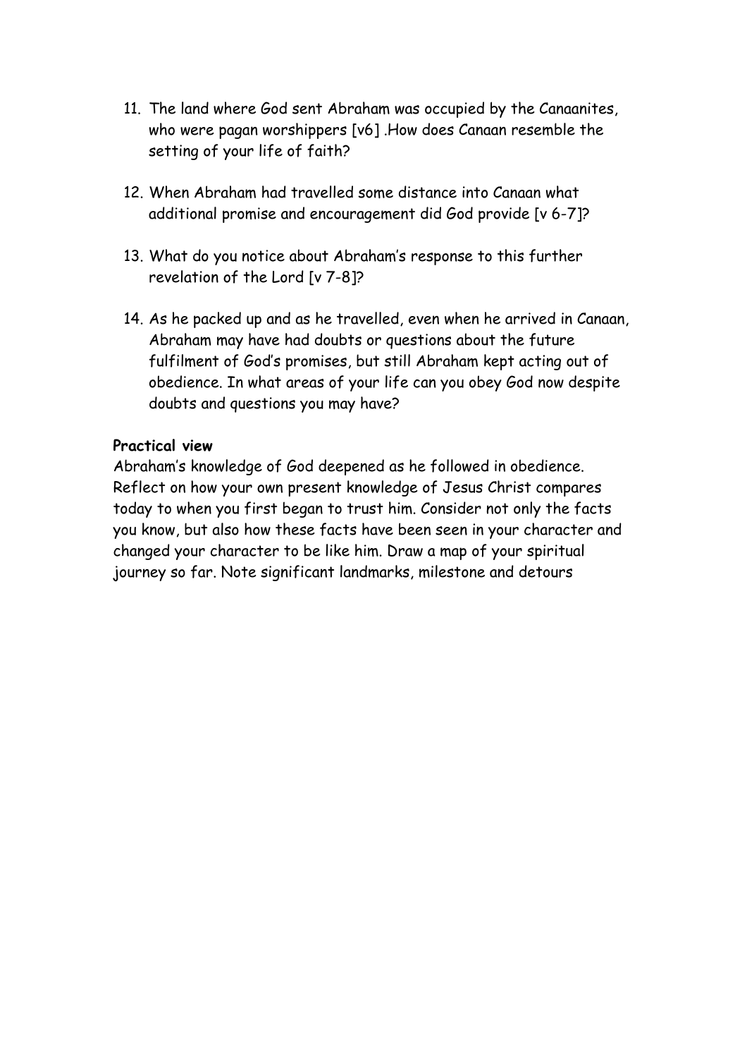11. The land where God sent Abraham was occupied by the Canaanites, who were pagan worshippers [v6] .How does Canaan resemble the setting of your life of faith?

12. When Abraham had travelled some distance into Canaan what additional promise and encouragement did God provide [v 6-7]?

13. What do you notice about Abraham's response to this further revelation of the Lord [v 7-8]?

14. As he packed up and as he travelled, even when he arrived in Canaan, Abraham may have had doubts or questions about the future fulfilment of God's promises, but still Abraham kept acting out of obedience. In what areas of your life can you obey God now despite doubts and questions you may have?

**Practical view**

Abraham's knowledge of God deepened as he followed in obedience. Reflect on how your own present knowledge of Jesus Christ compares today to when you first began to trust him. Consider not only the facts you know, but also how these facts have been seen in your character and changed your character to be like him. Draw a map of your spiritual journey so far. Note significant landmarks, milestone and detours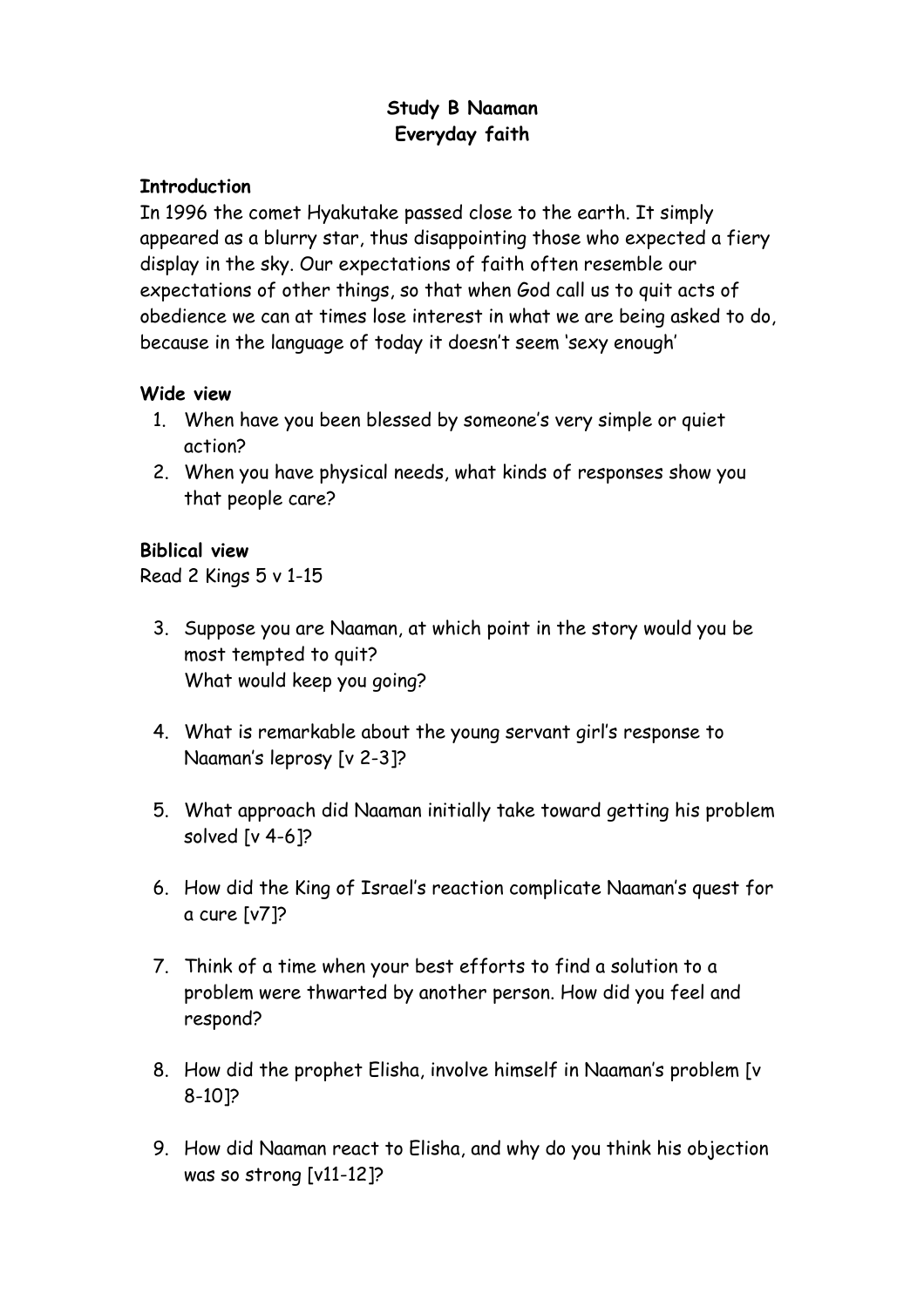**Study B Naaman**
**Everyday faith**

**Introduction**

In 1996 the comet Hyakutake passed close to the earth. It simply appeared as a blurry star, thus disappointing those who expected a fiery display in the sky. Our expectations of faith often resemble our expectations of other things, so that when God call us to quit acts of obedience we can at times lose interest in what we are being asked to do, because in the language of today it doesn't seem 'sexy enough'

**Wide view**

1. When have you been blessed by someone's very simple or quiet action?
2. When you have physical needs, what kinds of responses show you that people care?

**Biblical view**

Read 2 Kings 5 v 1-15

3. Suppose you are Naaman, at which point in the story would you be most tempted to quit?
   What would keep you going?

4. What is remarkable about the young servant girl's response to Naaman's leprosy [v 2-3]?

5. What approach did Naaman initially take toward getting his problem solved [v 4-6]?

6. How did the King of Israel's reaction complicate Naaman's quest for a cure [v7]?

7. Think of a time when your best efforts to find a solution to a problem were thwarted by another person. How did you feel and respond?

8. How did the prophet Elisha, involve himself in Naaman's problem [v 8-10]?

9. How did Naaman react to Elisha, and why do you think his objection was so strong [v11-12]?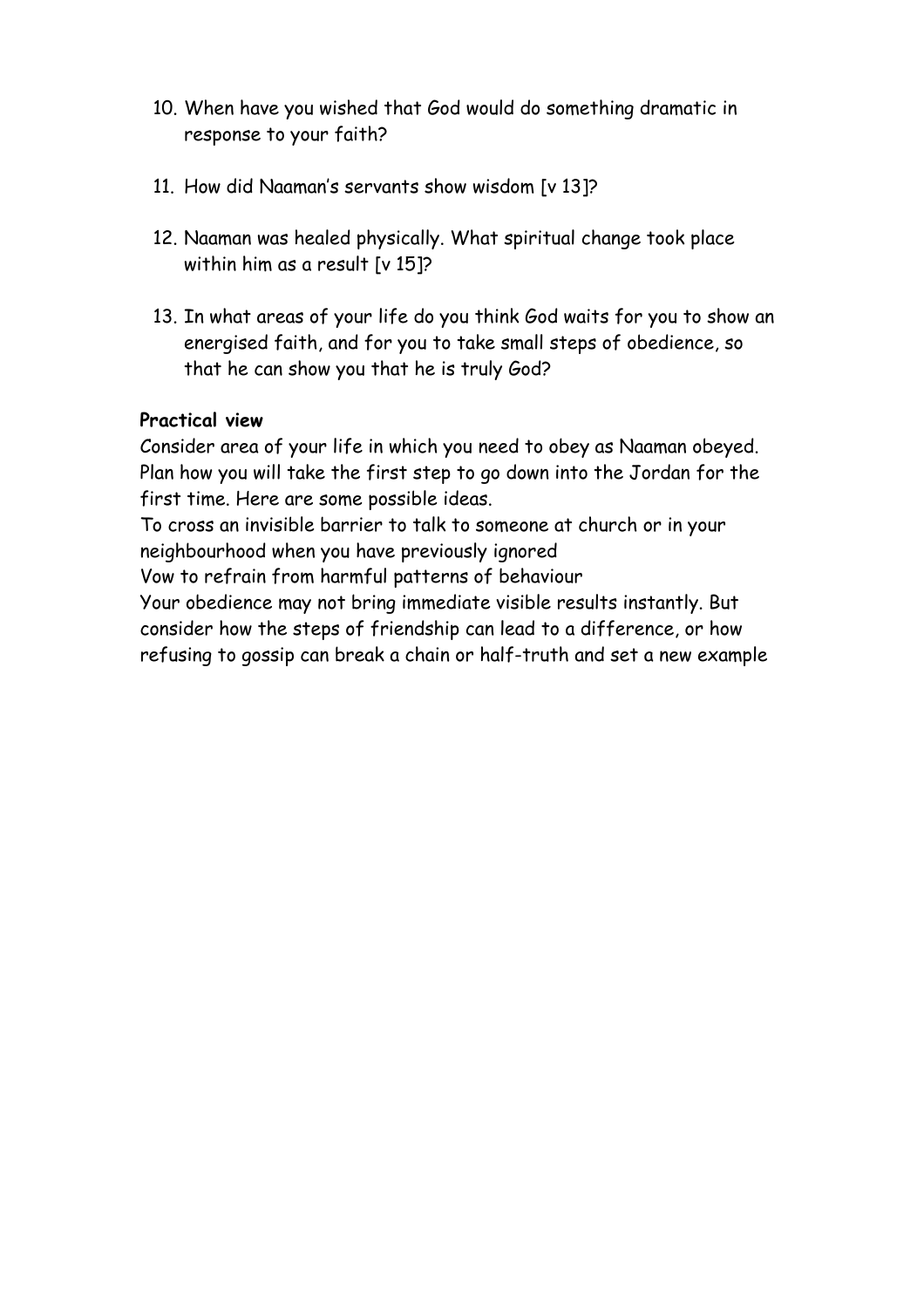10. When have you wished that God would do something dramatic in response to your faith?

11. How did Naaman's servants show wisdom [v 13]?

12. Naaman was healed physically. What spiritual change took place within him as a result [v 15]?

13. In what areas of your life do you think God waits for you to show an energised faith, and for you to take small steps of obedience, so that he can show you that he is truly God?

**Practical view**

Consider area of your life in which you need to obey as Naaman obeyed. Plan how you will take the first step to go down into the Jordan for the first time. Here are some possible ideas.

To cross an invisible barrier to talk to someone at church or in your neighbourhood when you have previously ignored

Vow to refrain from harmful patterns of behaviour

Your obedience may not bring immediate visible results instantly. But consider how the steps of friendship can lead to a difference, or how refusing to gossip can break a chain or half-truth and set a new example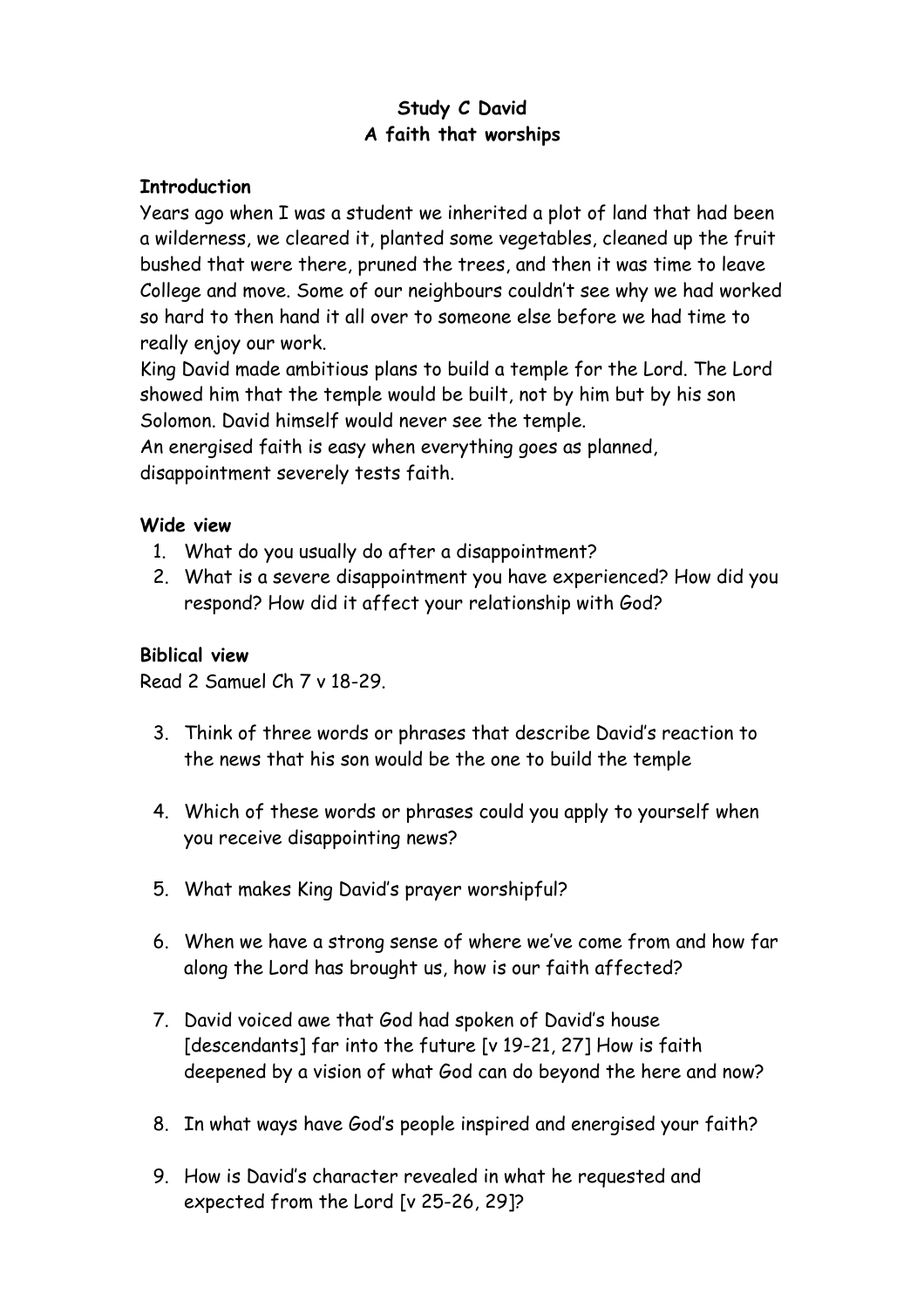**Study C David**
**A faith that worships**

**Introduction**

Years ago when I was a student we inherited a plot of land that had been a wilderness, we cleared it, planted some vegetables, cleaned up the fruit bushed that were there, pruned the trees, and then it was time to leave College and move. Some of our neighbours couldn't see why we had worked so hard to then hand it all over to someone else before we had time to really enjoy our work.

King David made ambitious plans to build a temple for the Lord. The Lord showed him that the temple would be built, not by him but by his son Solomon. David himself would never see the temple.

An energised faith is easy when everything goes as planned, disappointment severely tests faith.

**Wide view**

1. What do you usually do after a disappointment?
2. What is a severe disappointment you have experienced? How did you respond? How did it affect your relationship with God?

**Biblical view**

Read 2 Samuel Ch 7 v 18-29.

3. Think of three words or phrases that describe David's reaction to the news that his son would be the one to build the temple

4. Which of these words or phrases could you apply to yourself when you receive disappointing news?

5. What makes King David's prayer worshipful?

6. When we have a strong sense of where we've come from and how far along the Lord has brought us, how is our faith affected?

7. David voiced awe that God had spoken of David's house [descendants] far into the future [v 19-21, 27] How is faith deepened by a vision of what God can do beyond the here and now?

8. In what ways have God's people inspired and energised your faith?

9. How is David's character revealed in what he requested and expected from the Lord [v 25-26, 29]?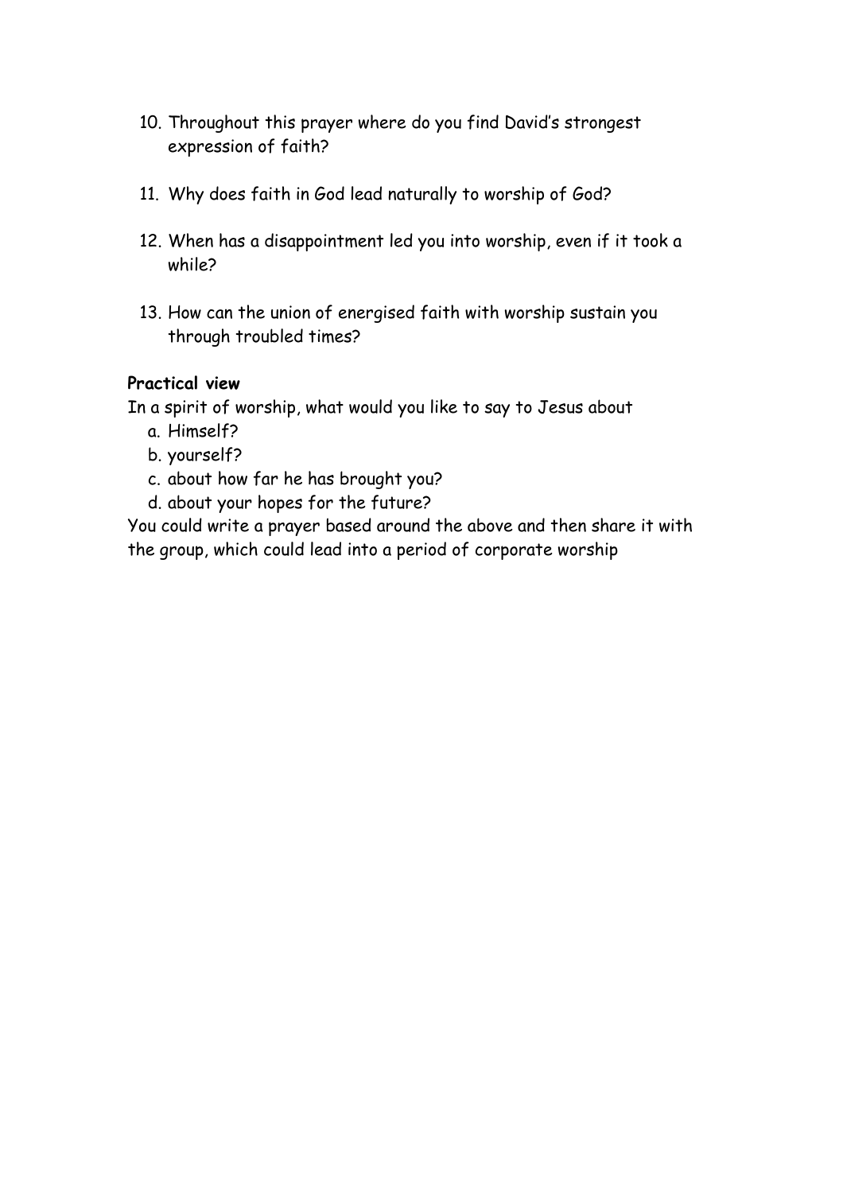10. Throughout this prayer where do you find David's strongest expression of faith?

11. Why does faith in God lead naturally to worship of God?

12. When has a disappointment led you into worship, even if it took a while?

13. How can the union of energised faith with worship sustain you through troubled times?

**Practical view**

In a spirit of worship, what would you like to say to Jesus about

a. Himself?
b. yourself?
c. about how far he has brought you?
d. about your hopes for the future?

You could write a prayer based around the above and then share it with the group, which could lead into a period of corporate worship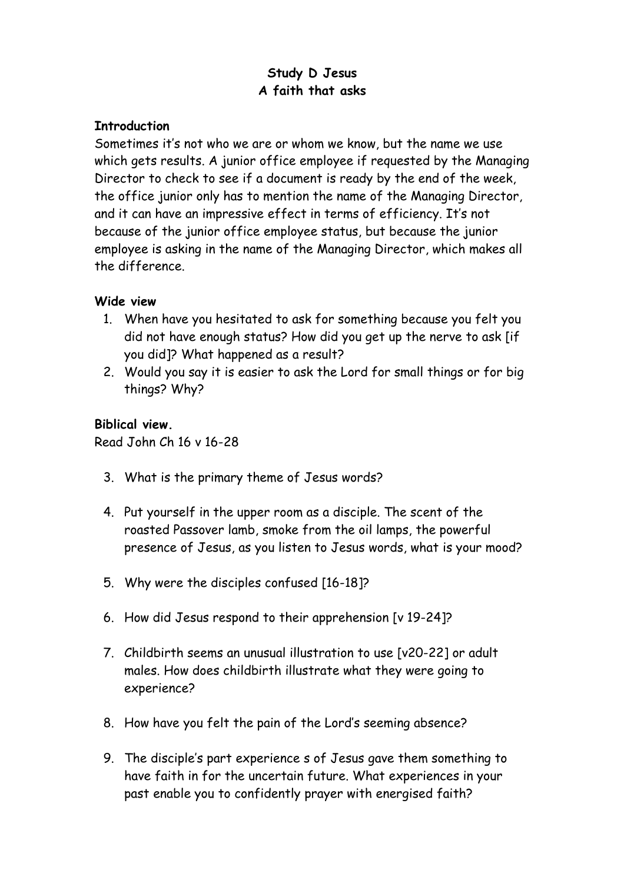**Study D Jesus**
**A faith that asks**

**Introduction**
Sometimes it's not who we are or whom we know, but the name we use which gets results. A junior office employee if requested by the Managing Director to check to see if a document is ready by the end of the week, the office junior only has to mention the name of the Managing Director, and it can have an impressive effect in terms of efficiency. It's not because of the junior office employee status, but because the junior employee is asking in the name of the Managing Director, which makes all the difference.

**Wide view**

1. When have you hesitated to ask for something because you felt you did not have enough status? How did you get up the nerve to ask [if you did]? What happened as a result?
2. Would you say it is easier to ask the Lord for small things or for big things? Why?

**Biblical view.**
Read John Ch 16 v 16-28

3. What is the primary theme of Jesus words?
4. Put yourself in the upper room as a disciple. The scent of the roasted Passover lamb, smoke from the oil lamps, the powerful presence of Jesus, as you listen to Jesus words, what is your mood?
5. Why were the disciples confused [16-18]?
6. How did Jesus respond to their apprehension [v 19-24]?
7. Childbirth seems an unusual illustration to use [v20-22] or adult males. How does childbirth illustrate what they were going to experience?
8. How have you felt the pain of the Lord's seeming absence?
9. The disciple's part experience s of Jesus gave them something to have faith in for the uncertain future. What experiences in your past enable you to confidently prayer with energised faith?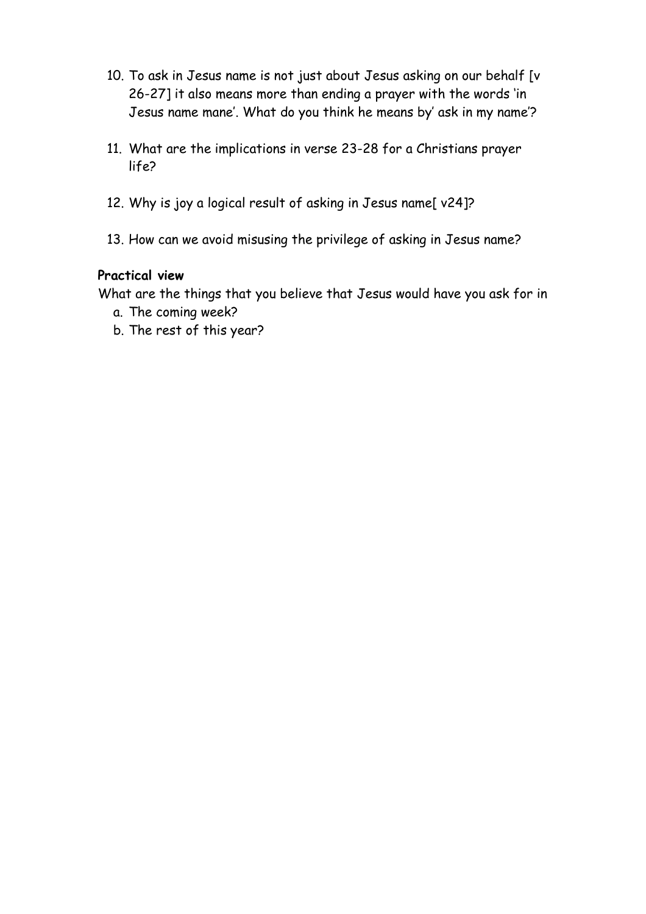10. To ask in Jesus name is not just about Jesus asking on our behalf [v 26-27] it also means more than ending a prayer with the words 'in Jesus name mane'. What do you think he means by' ask in my name'?

11. What are the implications in verse 23-28 for a Christians prayer life?

12. Why is joy a logical result of asking in Jesus name[ v24]?

13. How can we avoid misusing the privilege of asking in Jesus name?

**Practical view**

What are the things that you believe that Jesus would have you ask for in

a. The coming week?
b. The rest of this year?